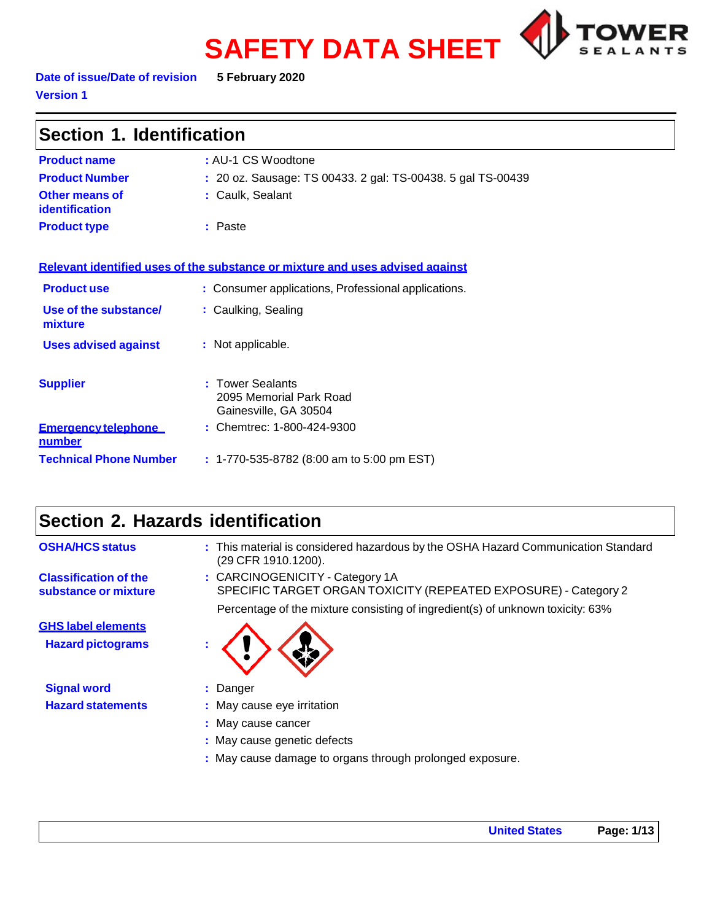# SAFETY DATA SHEET

**Date of issue/Date of revision** 5 February 2020

**Version 1**

## Section 1. Identification

**Product name** : AU-1 CS Woodtone

**Product Number** : 20 oz. Sausage: TS 00433. 2 gal: TS-00438. 5 gal TS-00439

**Other means of identification** : Caulk, Sealant

**Product type** : Paste

**Relevant identified uses of the substance or mixture and uses advised against**

**Product use** : Consumer applications, Professional applications.

**Use of the substance/ mixture** : Caulking, Sealing

**Uses advised against** : Not applicable.

**Supplier** : Tower Sealants
2095 Memorial Park Road
Gainesville, GA 30504

**Emergency telephone number** : Chemtrec: 1-800-424-9300

**Technical Phone Number** : 1-770-535-8782 (8:00 am to 5:00 pm EST)

## Section 2. Hazards identification

**OSHA/HCS status** : This material is considered hazardous by the OSHA Hazard Communication Standard (29 CFR 1910.1200).

**Classification of the substance or mixture** : CARCINOGENICITY - Category 1A
SPECIFIC TARGET ORGAN TOXICITY (REPEATED EXPOSURE) - Category 2

Percentage of the mixture consisting of ingredient(s) of unknown toxicity: 63%

**GHS label elements**

**Hazard pictograms** :

**Signal word** : Danger

**Hazard statements** : May cause eye irritation
: May cause cancer
: May cause genetic defects
: May cause damage to organs through prolonged exposure.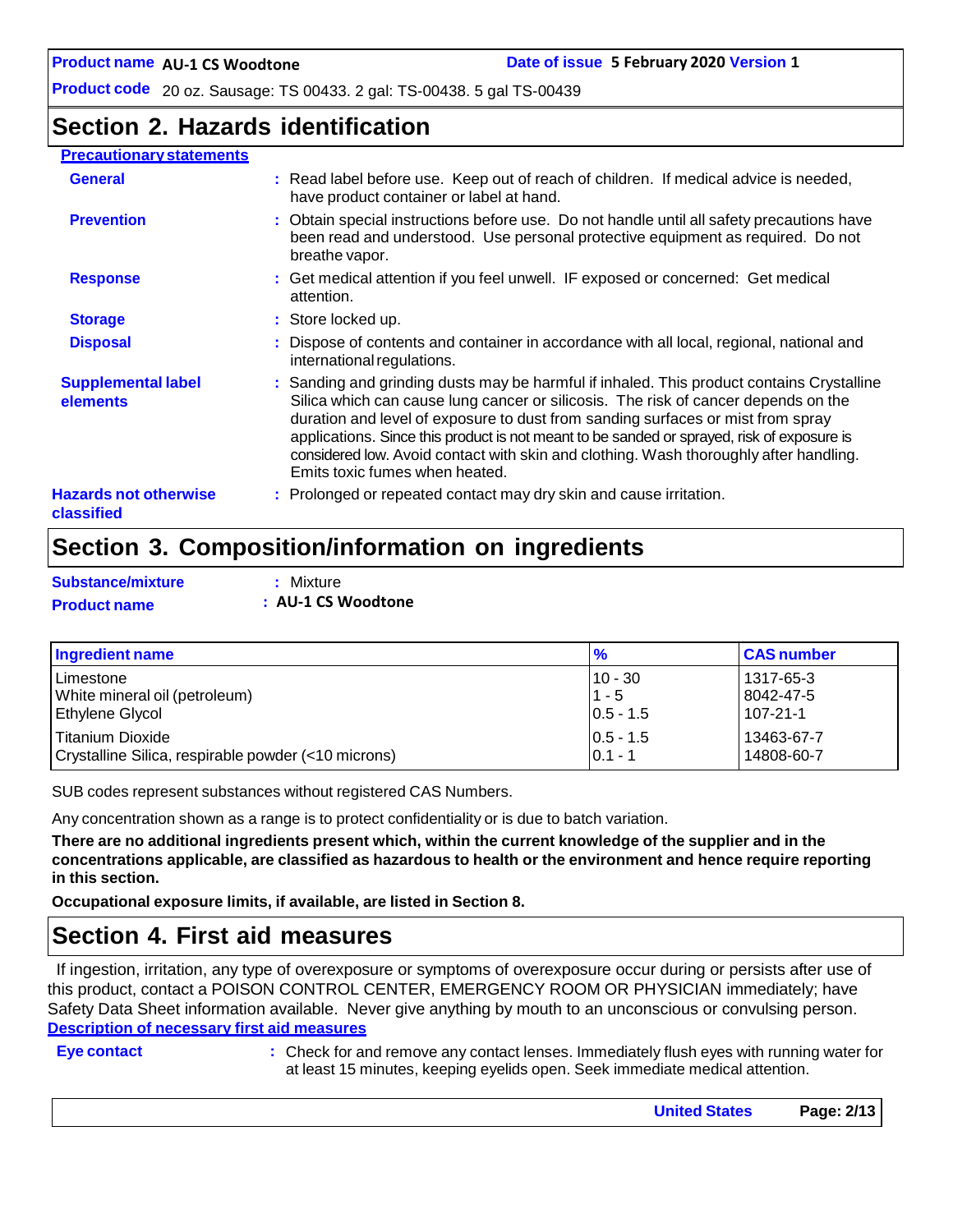## Section 2. Hazards identification

**Precautionary statements**

**General** : Read label before use. Keep out of reach of children. If medical advice is needed, have product container or label at hand.

**Prevention** : Obtain special instructions before use. Do not handle until all safety precautions have been read and understood. Use personal protective equipment as required. Do not breathe vapor.

**Response** : Get medical attention if you feel unwell. IF exposed or concerned: Get medical attention.

**Storage** : Store locked up.

**Disposal** : Dispose of contents and container in accordance with all local, regional, national and international regulations.

**Supplemental label elements** : Sanding and grinding dusts may be harmful if inhaled. This product contains Crystalline Silica which can cause lung cancer or silicosis. The risk of cancer depends on the duration and level of exposure to dust from sanding surfaces or mist from spray applications. Since this product is not meant to be sanded or sprayed, risk of exposure is considered low. Avoid contact with skin and clothing. Wash thoroughly after handling. Emits toxic fumes when heated.

**Hazards not otherwise classified** : Prolonged or repeated contact may dry skin and cause irritation.

## Section 3. Composition/information on ingredients

**Substance/mixture** : Mixture

**Product name** : **AU-1 CS Woodtone**

| Ingredient name | % | CAS number |
|---|---|---|
| Limestone | 10 - 30 | 1317-65-3 |
| White mineral oil (petroleum) | 1 - 5 | 8042-47-5 |
| Ethylene Glycol | 0.5 - 1.5 | 107-21-1 |
| Titanium Dioxide | 0.5 - 1.5 | 13463-67-7 |
| Crystalline Silica, respirable powder (<10 microns) | 0.1 - 1 | 14808-60-7 |

SUB codes represent substances without registered CAS Numbers.

Any concentration shown as a range is to protect confidentiality or is due to batch variation.

**There are no additional ingredients present which, within the current knowledge of the supplier and in the concentrations applicable, are classified as hazardous to health or the environment and hence require reporting in this section.**

**Occupational exposure limits, if available, are listed in Section 8.**

## Section 4. First aid measures

If ingestion, irritation, any type of overexposure or symptoms of overexposure occur during or persists after use of this product, contact a POISON CONTROL CENTER, EMERGENCY ROOM OR PHYSICIAN immediately; have Safety Data Sheet information available. Never give anything by mouth to an unconscious or convulsing person.

**Description of necessary first aid measures**

**Eye contact** : Check for and remove any contact lenses. Immediately flush eyes with running water for at least 15 minutes, keeping eyelids open. Seek immediate medical attention.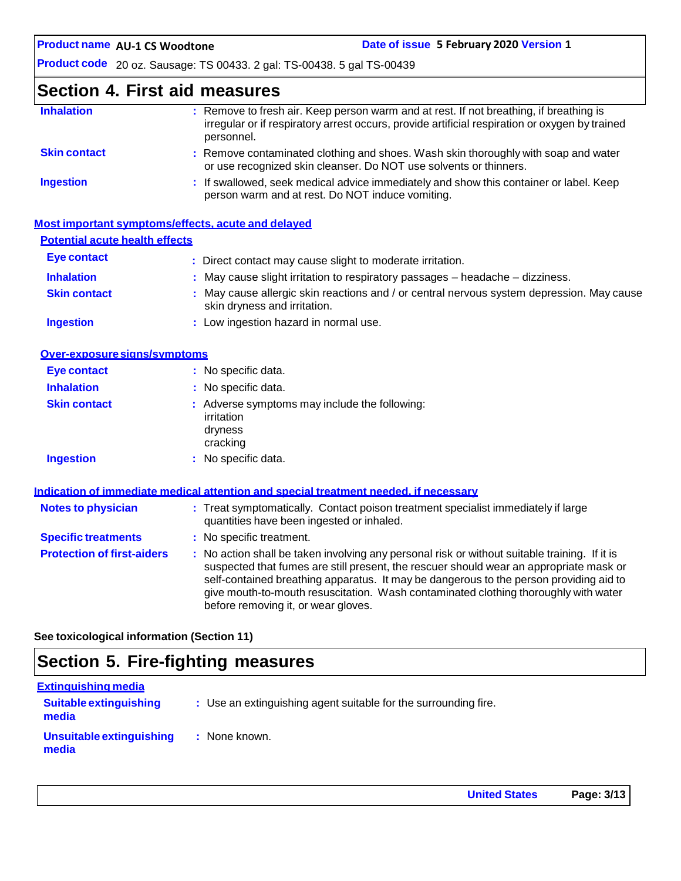## Section 4. First aid measures

| | |
|---|---|
| **Inhalation** | : Remove to fresh air. Keep person warm and at rest. If not breathing, if breathing is irregular or if respiratory arrest occurs, provide artificial respiration or oxygen by trained personnel. |
| **Skin contact** | : Remove contaminated clothing and shoes. Wash skin thoroughly with soap and water or use recognized skin cleanser. Do NOT use solvents or thinners. |
| **Ingestion** | : If swallowed, seek medical advice immediately and show this container or label. Keep person warm and at rest. Do NOT induce vomiting. |

### Most important symptoms/effects, acute and delayed

#### Potential acute health effects

| | |
|---|---|
| **Eye contact** | : Direct contact may cause slight to moderate irritation. |
| **Inhalation** | : May cause slight irritation to respiratory passages – headache – dizziness. |
| **Skin contact** | : May cause allergic skin reactions and / or central nervous system depression. May cause skin dryness and irritation. |
| **Ingestion** | : Low ingestion hazard in normal use. |

#### Over-exposure signs/symptoms

| | |
|---|---|
| **Eye contact** | : No specific data. |
| **Inhalation** | : No specific data. |
| **Skin contact** | : Adverse symptoms may include the following: irritation dryness cracking |
| **Ingestion** | : No specific data. |

### Indication of immediate medical attention and special treatment needed, if necessary

| | |
|---|---|
| **Notes to physician** | : Treat symptomatically. Contact poison treatment specialist immediately if large quantities have been ingested or inhaled. |
| **Specific treatments** | : No specific treatment. |
| **Protection of first-aiders** | : No action shall be taken involving any personal risk or without suitable training. If it is suspected that fumes are still present, the rescuer should wear an appropriate mask or self-contained breathing apparatus. It may be dangerous to the person providing aid to give mouth-to-mouth resuscitation. Wash contaminated clothing thoroughly with water before removing it, or wear gloves. |

**See toxicological information (Section 11)**

## Section 5. Fire-fighting measures

### Extinguishing media

| | |
|---|---|
| **Suitable extinguishing media** | : Use an extinguishing agent suitable for the surrounding fire. |
| **Unsuitable extinguishing media** | : None known. |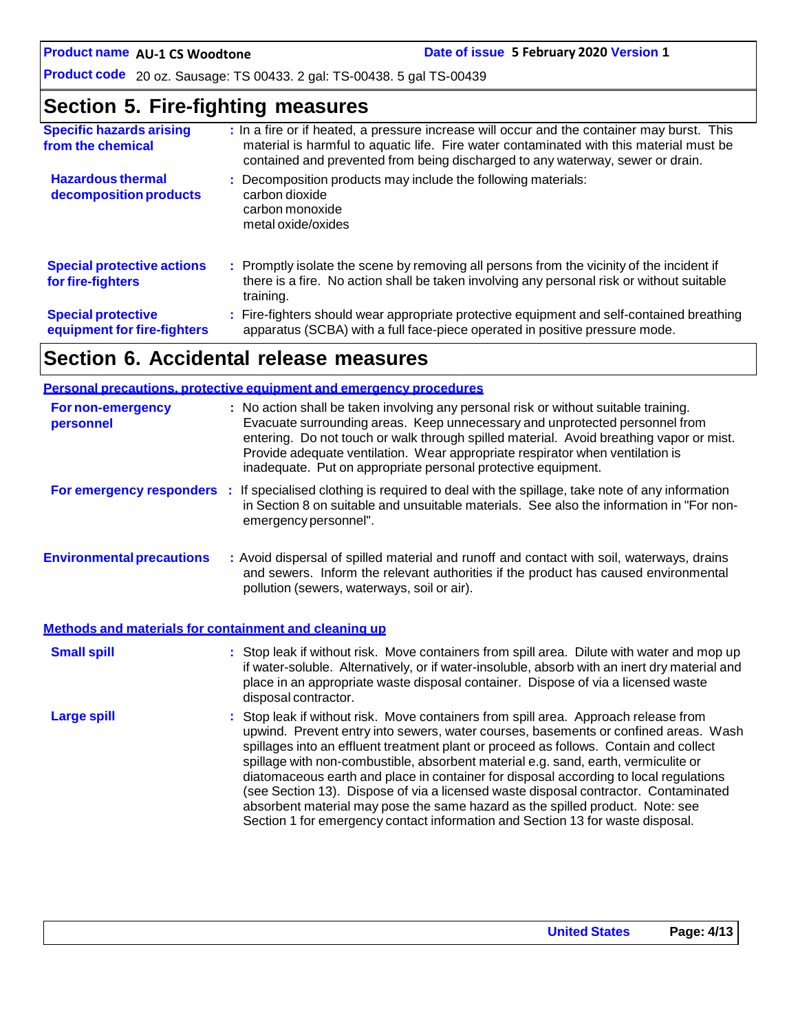## Section 5. Fire-fighting measures

**Specific hazards arising from the chemical** : In a fire or if heated, a pressure increase will occur and the container may burst. This material is harmful to aquatic life. Fire water contaminated with this material must be contained and prevented from being discharged to any waterway, sewer or drain.

**Hazardous thermal decomposition products** : Decomposition products may include the following materials:
carbon dioxide
carbon monoxide
metal oxide/oxides

**Special protective actions for fire-fighters** : Promptly isolate the scene by removing all persons from the vicinity of the incident if there is a fire. No action shall be taken involving any personal risk or without suitable training.

**Special protective equipment for fire-fighters** : Fire-fighters should wear appropriate protective equipment and self-contained breathing apparatus (SCBA) with a full face-piece operated in positive pressure mode.

## Section 6. Accidental release measures

### Personal precautions, protective equipment and emergency procedures

**For non-emergency personnel** : No action shall be taken involving any personal risk or without suitable training. Evacuate surrounding areas. Keep unnecessary and unprotected personnel from entering. Do not touch or walk through spilled material. Avoid breathing vapor or mist. Provide adequate ventilation. Wear appropriate respirator when ventilation is inadequate. Put on appropriate personal protective equipment.

**For emergency responders** : If specialised clothing is required to deal with the spillage, take note of any information in Section 8 on suitable and unsuitable materials. See also the information in "For non-emergency personnel".

**Environmental precautions** : Avoid dispersal of spilled material and runoff and contact with soil, waterways, drains and sewers. Inform the relevant authorities if the product has caused environmental pollution (sewers, waterways, soil or air).

### Methods and materials for containment and cleaning up

**Small spill** : Stop leak if without risk. Move containers from spill area. Dilute with water and mop up if water-soluble. Alternatively, or if water-insoluble, absorb with an inert dry material and place in an appropriate waste disposal container. Dispose of via a licensed waste disposal contractor.

**Large spill** : Stop leak if without risk. Move containers from spill area. Approach release from upwind. Prevent entry into sewers, water courses, basements or confined areas. Wash spillages into an effluent treatment plant or proceed as follows. Contain and collect spillage with non-combustible, absorbent material e.g. sand, earth, vermiculite or diatomaceous earth and place in container for disposal according to local regulations (see Section 13). Dispose of via a licensed waste disposal contractor. Contaminated absorbent material may pose the same hazard as the spilled product. Note: see Section 1 for emergency contact information and Section 13 for waste disposal.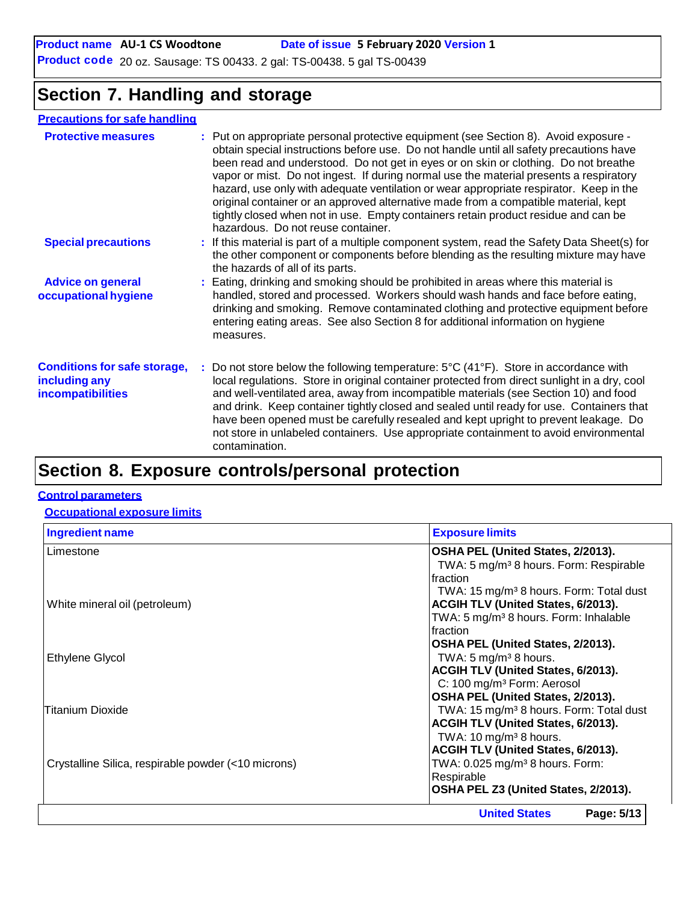**Product name** AU-1 CS Woodtone **Date of issue** 5 February 2020 **Version** 1

**Product code** 20 oz. Sausage: TS 00433. 2 gal: TS-00438. 5 gal TS-00439

## Section 7. Handling and storage

### Precautions for safe handling

**Protective measures** : Put on appropriate personal protective equipment (see Section 8). Avoid exposure - obtain special instructions before use. Do not handle until all safety precautions have been read and understood. Do not get in eyes or on skin or clothing. Do not breathe vapor or mist. Do not ingest. If during normal use the material presents a respiratory hazard, use only with adequate ventilation or wear appropriate respirator. Keep in the original container or an approved alternative made from a compatible material, kept tightly closed when not in use. Empty containers retain product residue and can be hazardous. Do not reuse container.

**Special precautions** : If this material is part of a multiple component system, read the Safety Data Sheet(s) for the other component or components before blending as the resulting mixture may have the hazards of all of its parts.

**Advice on general occupational hygiene** : Eating, drinking and smoking should be prohibited in areas where this material is handled, stored and processed. Workers should wash hands and face before eating, drinking and smoking. Remove contaminated clothing and protective equipment before entering eating areas. See also Section 8 for additional information on hygiene measures.

**Conditions for safe storage, including any incompatibilities** : Do not store below the following temperature: 5°C (41°F). Store in accordance with local regulations. Store in original container protected from direct sunlight in a dry, cool and well-ventilated area, away from incompatible materials (see Section 10) and food and drink. Keep container tightly closed and sealed until ready for use. Containers that have been opened must be carefully resealed and kept upright to prevent leakage. Do not store in unlabeled containers. Use appropriate containment to avoid environmental contamination.

## Section 8. Exposure controls/personal protection

### Control parameters

#### Occupational exposure limits

| Ingredient name | Exposure limits |
|---|---|
| Limestone | **OSHA PEL (United States, 2/2013).**<br>TWA: 5 mg/m³ 8 hours. Form: Respirable fraction<br>TWA: 15 mg/m³ 8 hours. Form: Total dust |
| White mineral oil (petroleum) | **ACGIH TLV (United States, 6/2013).**<br>TWA: 5 mg/m³ 8 hours. Form: Inhalable fraction<br>**OSHA PEL (United States, 2/2013).**<br>TWA: 5 mg/m³ 8 hours. |
| Ethylene Glycol | **ACGIH TLV (United States, 6/2013).**<br>C: 100 mg/m³ Form: Aerosol |
| Titanium Dioxide | **OSHA PEL (United States, 2/2013).**<br>TWA: 15 mg/m³ 8 hours. Form: Total dust<br>**ACGIH TLV (United States, 6/2013).**<br>TWA: 10 mg/m³ 8 hours. |
| Crystalline Silica, respirable powder (<10 microns) | **ACGIH TLV (United States, 6/2013).**<br>TWA: 0.025 mg/m³ 8 hours. Form: Respirable<br>**OSHA PEL Z3 (United States, 2/2013).** |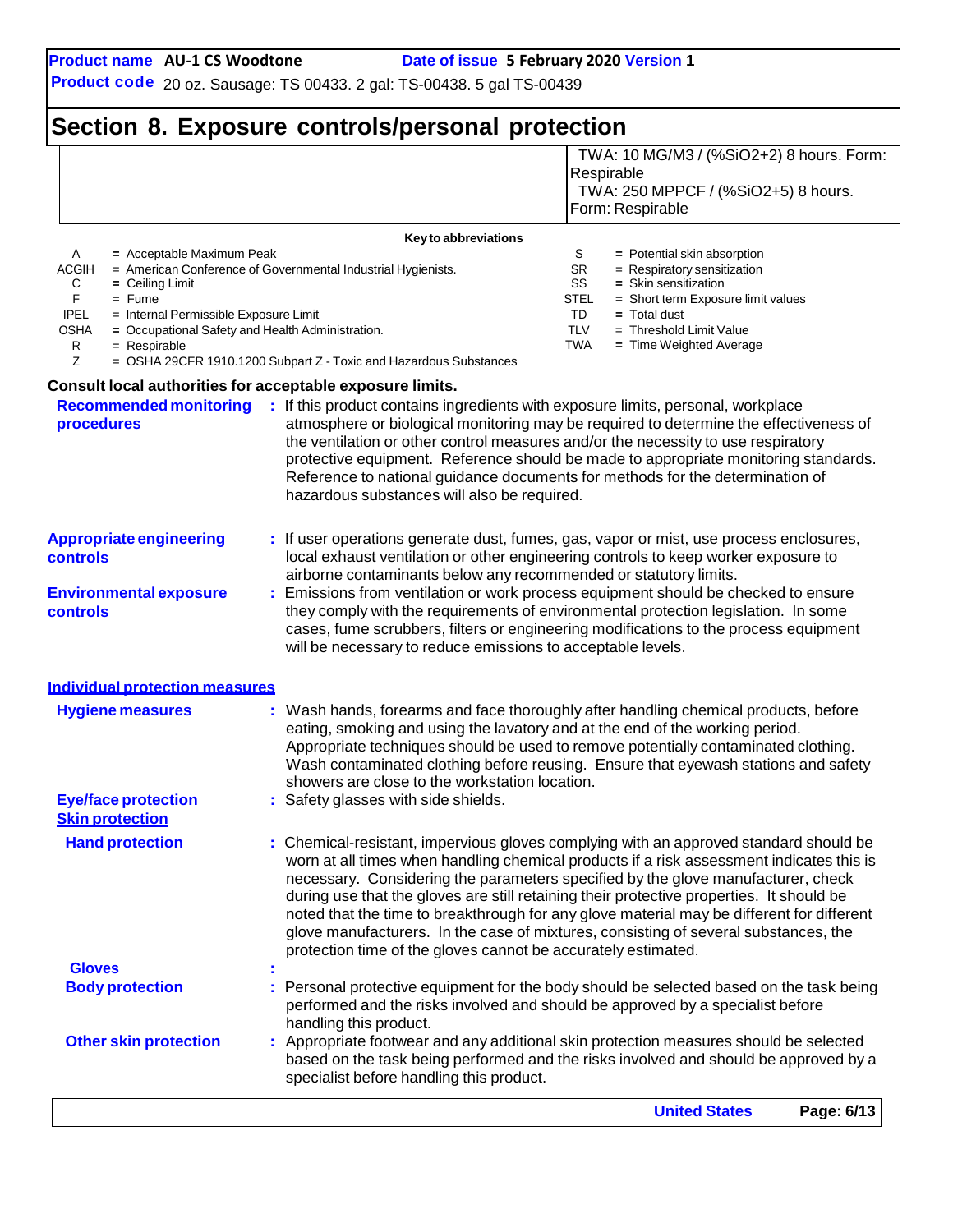## Section 8. Exposure controls/personal protection

| | |
|---|---|
| | TWA: 10 MG/M3 / (%SiO2+2) 8 hours. Form: Respirable<br>TWA: 250 MPPCF / (%SiO2+5) 8 hours. Form: Respirable |

**Key to abbreviations**

| | | | |
|---|---|---|---|
| A | = Acceptable Maximum Peak | S | = Potential skin absorption |
| ACGIH | = American Conference of Governmental Industrial Hygienists. | SR | = Respiratory sensitization |
| C | = Ceiling Limit | SS | = Skin sensitization |
| F | = Fume | STEL | = Short term Exposure limit values |
| IPEL | = Internal Permissible Exposure Limit | TD | = Total dust |
| OSHA | = Occupational Safety and Health Administration. | TLV | = Threshold Limit Value |
| R | = Respirable | TWA | = Time Weighted Average |
| Z | = OSHA 29CFR 1910.1200 Subpart Z - Toxic and Hazardous Substances | | |

**Consult local authorities for acceptable exposure limits.**

**Recommended monitoring procedures** : If this product contains ingredients with exposure limits, personal, workplace atmosphere or biological monitoring may be required to determine the effectiveness of the ventilation or other control measures and/or the necessity to use respiratory protective equipment. Reference should be made to appropriate monitoring standards. Reference to national guidance documents for methods for the determination of hazardous substances will also be required.

**Appropriate engineering controls** : If user operations generate dust, fumes, gas, vapor or mist, use process enclosures, local exhaust ventilation or other engineering controls to keep worker exposure to airborne contaminants below any recommended or statutory limits.

**Environmental exposure controls** : Emissions from ventilation or work process equipment should be checked to ensure they comply with the requirements of environmental protection legislation. In some cases, fume scrubbers, filters or engineering modifications to the process equipment will be necessary to reduce emissions to acceptable levels.

### Individual protection measures

**Hygiene measures** : Wash hands, forearms and face thoroughly after handling chemical products, before eating, smoking and using the lavatory and at the end of the working period. Appropriate techniques should be used to remove potentially contaminated clothing. Wash contaminated clothing before reusing. Ensure that eyewash stations and safety showers are close to the workstation location.

**Eye/face protection** : Safety glasses with side shields.

**Skin protection**

**Hand protection** : Chemical-resistant, impervious gloves complying with an approved standard should be worn at all times when handling chemical products if a risk assessment indicates this is necessary. Considering the parameters specified by the glove manufacturer, check during use that the gloves are still retaining their protective properties. It should be noted that the time to breakthrough for any glove material may be different for different glove manufacturers. In the case of mixtures, consisting of several substances, the protection time of the gloves cannot be accurately estimated.

**Gloves** :

**Body protection** : Personal protective equipment for the body should be selected based on the task being performed and the risks involved and should be approved by a specialist before handling this product.

**Other skin protection** : Appropriate footwear and any additional skin protection measures should be selected based on the task being performed and the risks involved and should be approved by a specialist before handling this product.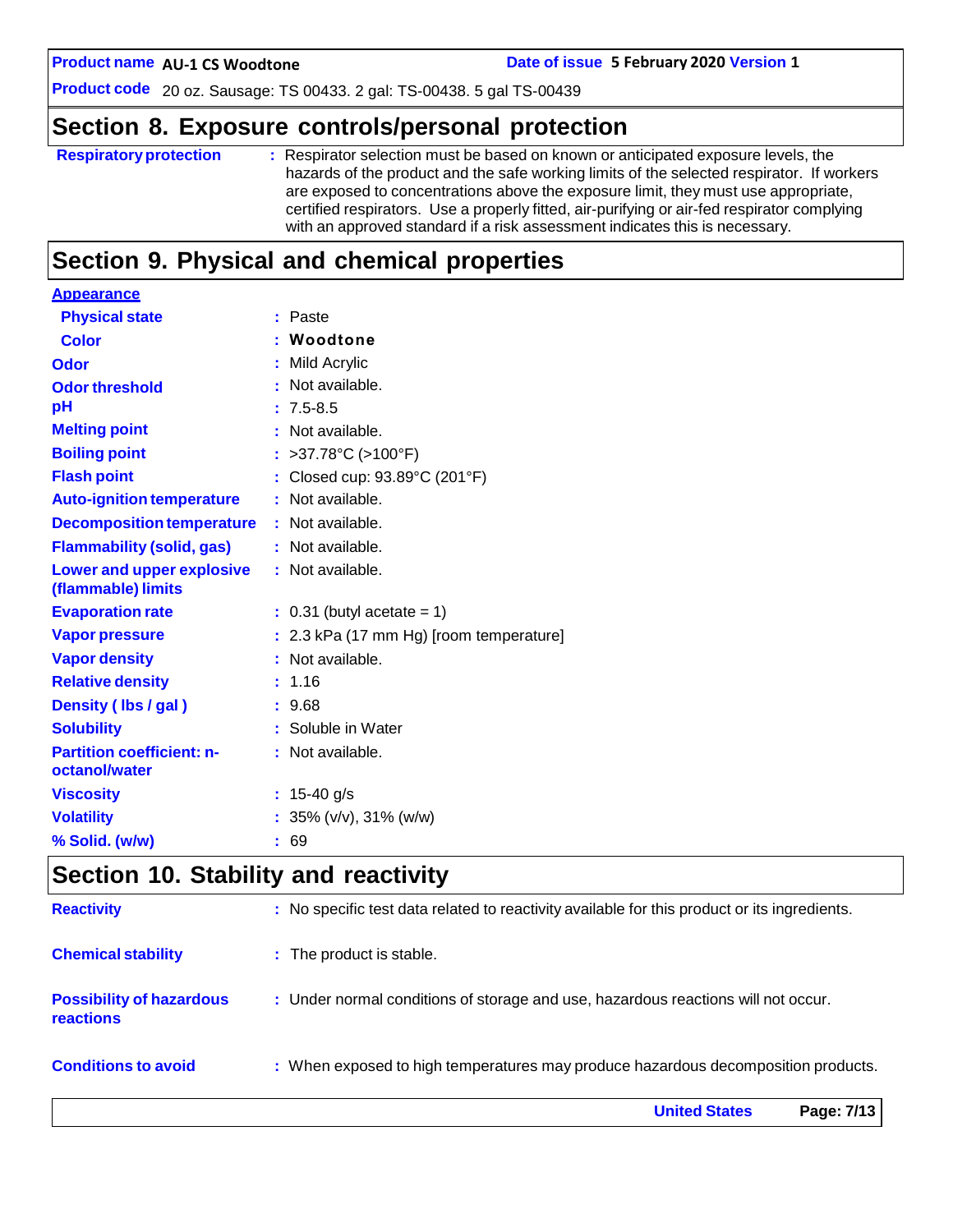## Section 8. Exposure controls/personal protection

| | |
|---|---|
| **Respiratory protection** | : Respirator selection must be based on known or anticipated exposure levels, the hazards of the product and the safe working limits of the selected respirator. If workers are exposed to concentrations above the exposure limit, they must use appropriate, certified respirators. Use a properly fitted, air-purifying or air-fed respirator complying with an approved standard if a risk assessment indicates this is necessary. |

## Section 9. Physical and chemical properties

**Appearance**

| | |
|---|---|
| **Physical state** | : Paste |
| **Color** | : **Woodtone** |
| **Odor** | : Mild Acrylic |
| **Odor threshold** | : Not available. |
| **pH** | : 7.5-8.5 |
| **Melting point** | : Not available. |
| **Boiling point** | : >37.78°C (>100°F) |
| **Flash point** | : Closed cup: 93.89°C (201°F) |
| **Auto-ignition temperature** | : Not available. |
| **Decomposition temperature** | : Not available. |
| **Flammability (solid, gas)** | : Not available. |
| **Lower and upper explosive (flammable) limits** | : Not available. |
| **Evaporation rate** | : 0.31 (butyl acetate = 1) |
| **Vapor pressure** | : 2.3 kPa (17 mm Hg) [room temperature] |
| **Vapor density** | : Not available. |
| **Relative density** | : 1.16 |
| **Density ( lbs / gal )** | : 9.68 |
| **Solubility** | : Soluble in Water |
| **Partition coefficient: n-octanol/water** | : Not available. |
| **Viscosity** | : 15-40 g/s |
| **Volatility** | : 35% (v/v), 31% (w/w) |
| **% Solid. (w/w)** | : 69 |

## Section 10. Stability and reactivity

| | |
|---|---|
| **Reactivity** | : No specific test data related to reactivity available for this product or its ingredients. |
| **Chemical stability** | : The product is stable. |
| **Possibility of hazardous reactions** | : Under normal conditions of storage and use, hazardous reactions will not occur. |
| **Conditions to avoid** | : When exposed to high temperatures may produce hazardous decomposition products. |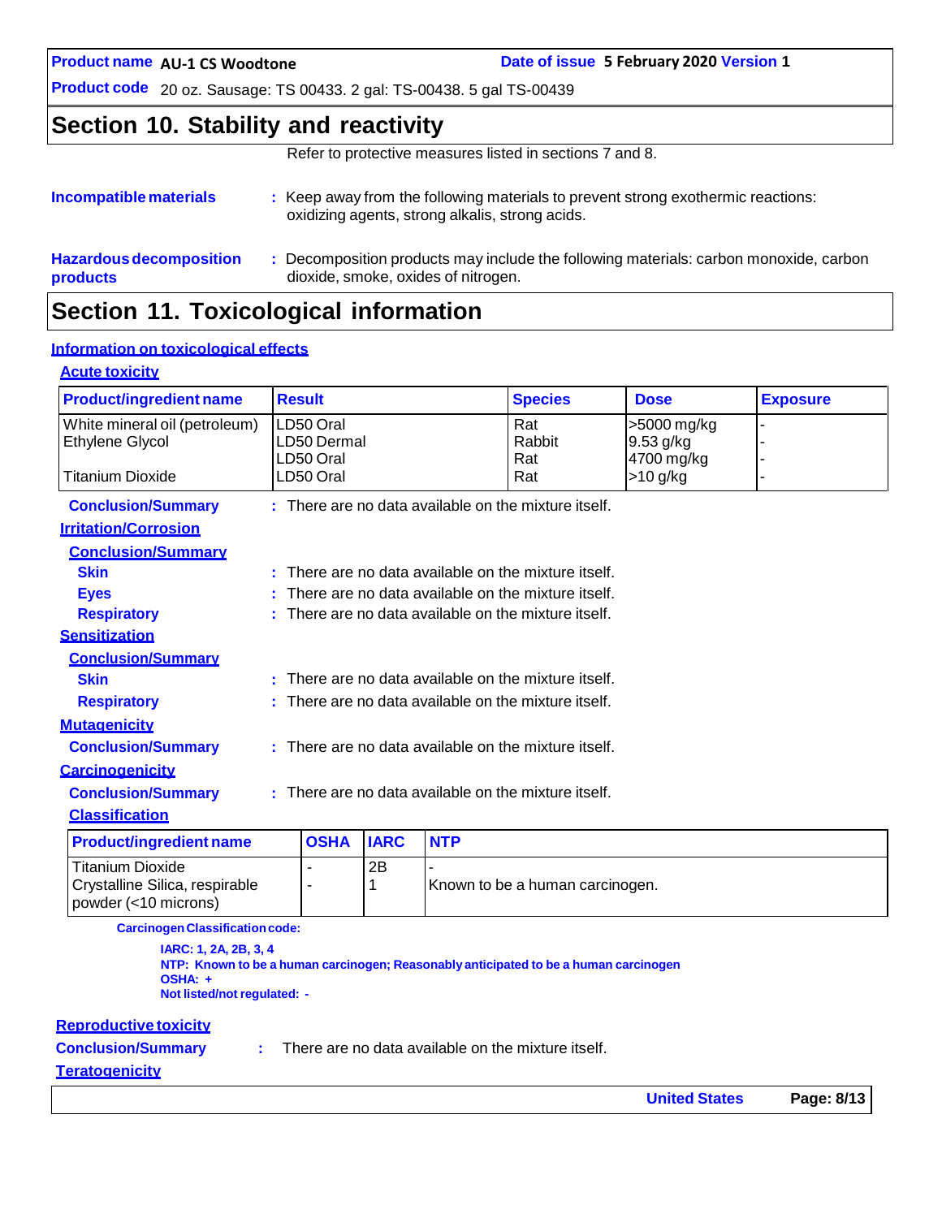## Section 10. Stability and reactivity

Refer to protective measures listed in sections 7 and 8.

**Incompatible materials** : Keep away from the following materials to prevent strong exothermic reactions: oxidizing agents, strong alkalis, strong acids.

**Hazardous decomposition products** : Decomposition products may include the following materials: carbon monoxide, carbon dioxide, smoke, oxides of nitrogen.

## Section 11. Toxicological information

### Information on toxicological effects

#### Acute toxicity

| Product/ingredient name | Result | Species | Dose | Exposure |
|---|---|---|---|---|
| White mineral oil (petroleum) | LD50 Oral | Rat | >5000 mg/kg | - |
| Ethylene Glycol | LD50 Dermal | Rabbit | 9.53 g/kg | - |
| | LD50 Oral | Rat | 4700 mg/kg | - |
| Titanium Dioxide | LD50 Oral | Rat | >10 g/kg | - |

**Conclusion/Summary** : There are no data available on the mixture itself.

#### Irritation/Corrosion

**Conclusion/Summary**

**Skin** : There are no data available on the mixture itself.

**Eyes** : There are no data available on the mixture itself.

**Respiratory** : There are no data available on the mixture itself.

#### Sensitization

**Conclusion/Summary**

**Skin** : There are no data available on the mixture itself.

**Respiratory** : There are no data available on the mixture itself.

#### Mutagenicity

**Conclusion/Summary** : There are no data available on the mixture itself.

#### Carcinogenicity

**Conclusion/Summary** : There are no data available on the mixture itself.

**Classification**

| Product/ingredient name | OSHA | IARC | NTP |
|---|---|---|---|
| Titanium Dioxide | - | 2B | - |
| Crystalline Silica, respirable powder (<10 microns) | - | 1 | Known to be a human carcinogen. |

**Carcinogen Classification code:**

**IARC: 1, 2A, 2B, 3, 4**
**NTP: Known to be a human carcinogen; Reasonably anticipated to be a human carcinogen**
**OSHA: +**
**Not listed/not regulated: -**

#### Reproductive toxicity

**Conclusion/Summary** : There are no data available on the mixture itself.

#### Teratogenicity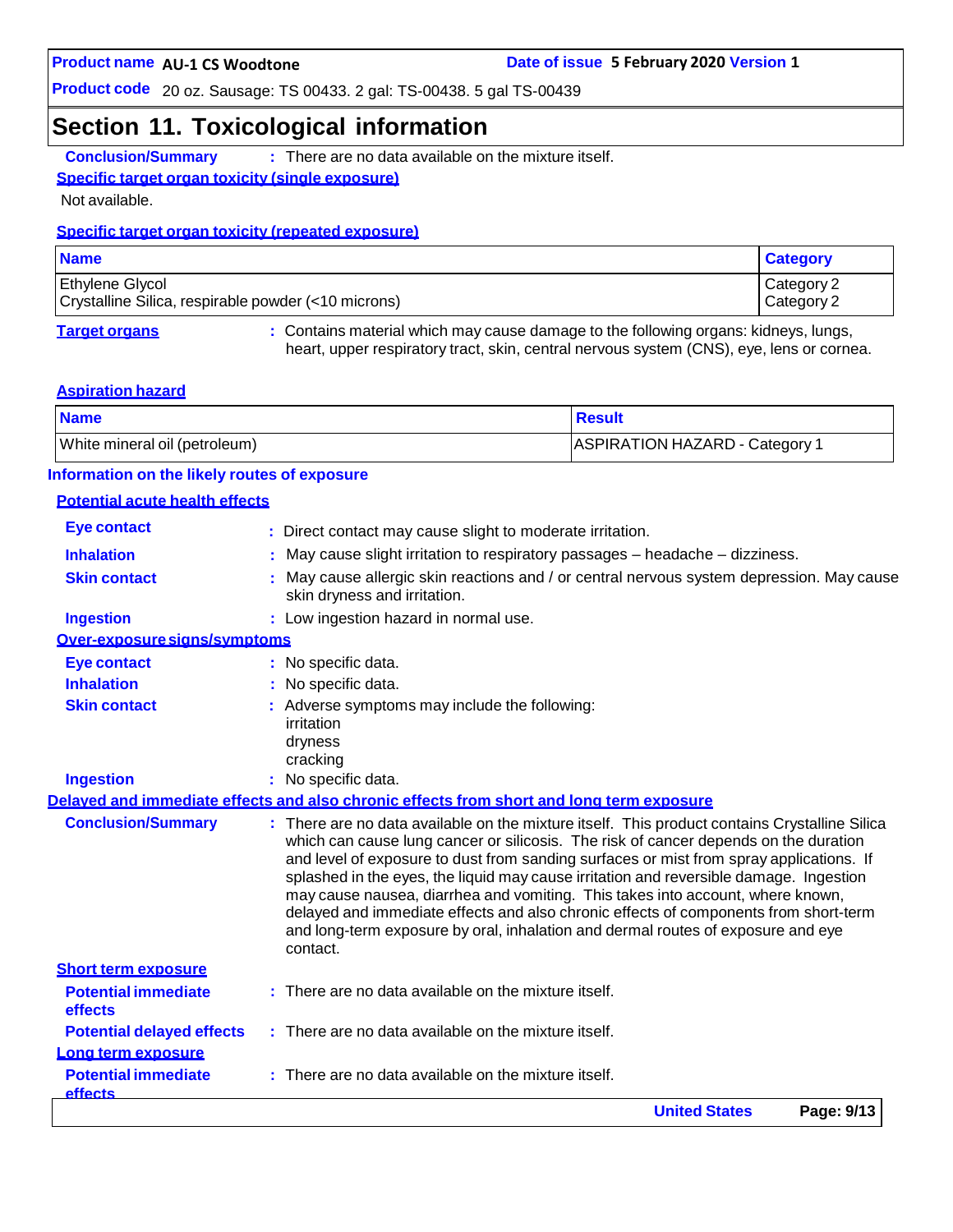## Section 11. Toxicological information

**Conclusion/Summary** : There are no data available on the mixture itself.

**Specific target organ toxicity (single exposure)**

Not available.

**Specific target organ toxicity (repeated exposure)**

| Name | Category |
|---|---|
| Ethylene Glycol | Category 2 |
| Crystalline Silica, respirable powder (<10 microns) | Category 2 |

**Target organs** : Contains material which may cause damage to the following organs: kidneys, lungs, heart, upper respiratory tract, skin, central nervous system (CNS), eye, lens or cornea.

**Aspiration hazard**

| Name | Result |
|---|---|
| White mineral oil (petroleum) | ASPIRATION HAZARD - Category 1 |

**Information on the likely routes of exposure**

**Potential acute health effects**

**Eye contact** : Direct contact may cause slight to moderate irritation.

**Inhalation** : May cause slight irritation to respiratory passages – headache – dizziness.

**Skin contact** : May cause allergic skin reactions and / or central nervous system depression. May cause skin dryness and irritation.

**Ingestion** : Low ingestion hazard in normal use.

**Over-exposure signs/symptoms**

**Eye contact** : No specific data.

**Inhalation** : No specific data.

**Skin contact** : Adverse symptoms may include the following:
irritation
dryness
cracking

**Ingestion** : No specific data.

**Delayed and immediate effects and also chronic effects from short and long term exposure**

**Conclusion/Summary** : There are no data available on the mixture itself. This product contains Crystalline Silica which can cause lung cancer or silicosis. The risk of cancer depends on the duration and level of exposure to dust from sanding surfaces or mist from spray applications. If splashed in the eyes, the liquid may cause irritation and reversible damage. Ingestion may cause nausea, diarrhea and vomiting. This takes into account, where known, delayed and immediate effects and also chronic effects of components from short-term and long-term exposure by oral, inhalation and dermal routes of exposure and eye contact.

**Short term exposure**

**Potential immediate effects** : There are no data available on the mixture itself.

**Potential delayed effects** : There are no data available on the mixture itself.

**Long term exposure**

**Potential immediate effects** : There are no data available on the mixture itself.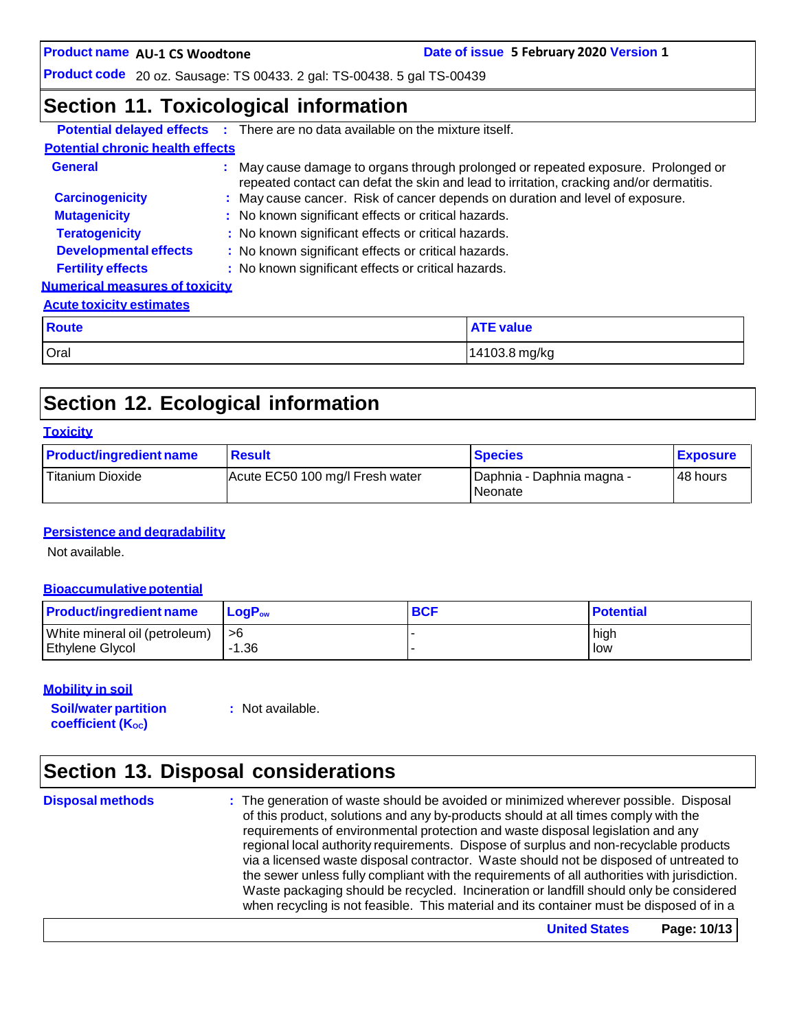## Section 11. Toxicological information

**Potential delayed effects** : There are no data available on the mixture itself.

**Potential chronic health effects**

**General** : May cause damage to organs through prolonged or repeated exposure. Prolonged or repeated contact can defat the skin and lead to irritation, cracking and/or dermatitis.

**Carcinogenicity** : May cause cancer. Risk of cancer depends on duration and level of exposure.

**Mutagenicity** : No known significant effects or critical hazards.

**Teratogenicity** : No known significant effects or critical hazards.

**Developmental effects** : No known significant effects or critical hazards.

**Fertility effects** : No known significant effects or critical hazards.

**Numerical measures of toxicity**

**Acute toxicity estimates**

| Route | ATE value |
|---|---|
| Oral | 14103.8 mg/kg |

## Section 12. Ecological information

**Toxicity**

| Product/ingredient name | Result | Species | Exposure |
|---|---|---|---|
| Titanium Dioxide | Acute EC50 100 mg/l Fresh water | Daphnia - Daphnia magna - Neonate | 48 hours |

**Persistence and degradability**

Not available.

**Bioaccumulative potential**

| Product/ingredient name | $LogP_{ow}$ | BCF | Potential |
|---|---|---|---|
| White mineral oil (petroleum) | >6 | - | high |
| Ethylene Glycol | -1.36 | - | low |

**Mobility in soil**

**Soil/water partition coefficient ($K_{OC}$)** : Not available.

## Section 13. Disposal considerations

**Disposal methods** : The generation of waste should be avoided or minimized wherever possible. Disposal of this product, solutions and any by-products should at all times comply with the requirements of environmental protection and waste disposal legislation and any regional local authority requirements. Dispose of surplus and non-recyclable products via a licensed waste disposal contractor. Waste should not be disposed of untreated to the sewer unless fully compliant with the requirements of all authorities with jurisdiction. Waste packaging should be recycled. Incineration or landfill should only be considered when recycling is not feasible. This material and its container must be disposed of in a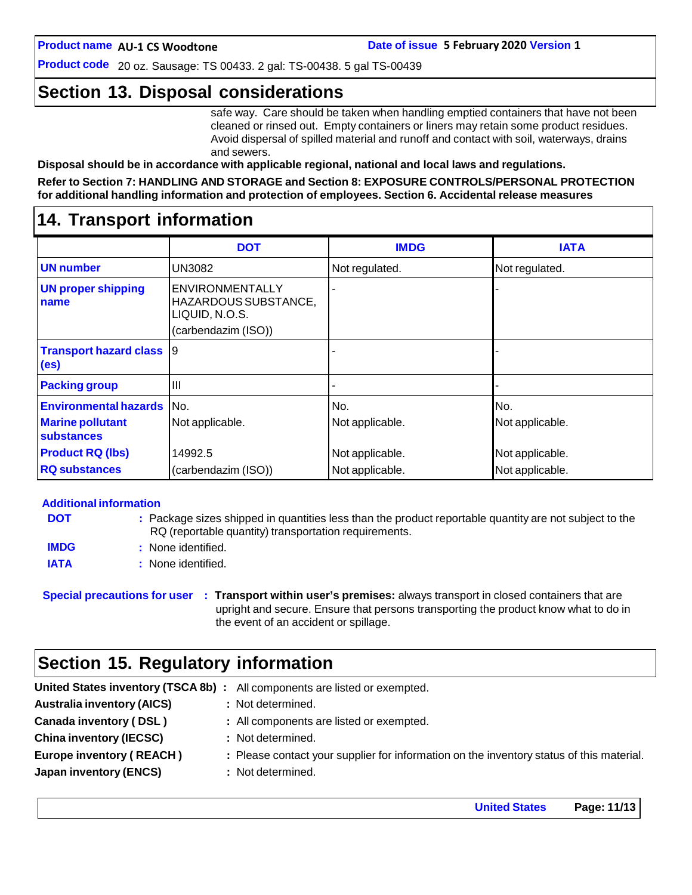## Section 13. Disposal considerations

safe way. Care should be taken when handling emptied containers that have not been cleaned or rinsed out. Empty containers or liners may retain some product residues. Avoid dispersal of spilled material and runoff and contact with soil, waterways, drains and sewers.

**Disposal should be in accordance with applicable regional, national and local laws and regulations.**

**Refer to Section 7: HANDLING AND STORAGE and Section 8: EXPOSURE CONTROLS/PERSONAL PROTECTION for additional handling information and protection of employees. Section 6. Accidental release measures**

## 14. Transport information

| | DOT | IMDG | IATA |
|---|---|---|---|
| **UN number** | UN3082 | Not regulated. | Not regulated. |
| **UN proper shipping name** | ENVIRONMENTALLY HAZARDOUS SUBSTANCE, LIQUID, N.O.S. (carbendazim (ISO)) | - | - |
| **Transport hazard class (es)** | 9 | - | - |
| **Packing group** | III | - | - |
| **Environmental hazards** | No. | No. | No. |
| **Marine pollutant substances** | Not applicable. | Not applicable. | Not applicable. |
| **Product RQ (lbs)** | 14992.5 | Not applicable. | Not applicable. |
| **RQ substances** | (carbendazim (ISO)) | Not applicable. | Not applicable. |

**Additional information**

**DOT** : Package sizes shipped in quantities less than the product reportable quantity are not subject to the RQ (reportable quantity) transportation requirements.

**IMDG** : None identified.

**IATA** : None identified.

**Special precautions for user** : **Transport within user's premises:** always transport in closed containers that are upright and secure. Ensure that persons transporting the product know what to do in the event of an accident or spillage.

## Section 15. Regulatory information

**United States inventory (TSCA 8b)** : All components are listed or exempted.

**Australia inventory (AICS)** : Not determined.

**Canada inventory ( DSL )** : All components are listed or exempted.

**China inventory (IECSC)** : Not determined.

**Europe inventory ( REACH )** : Please contact your supplier for information on the inventory status of this material.

**Japan inventory (ENCS)** : Not determined.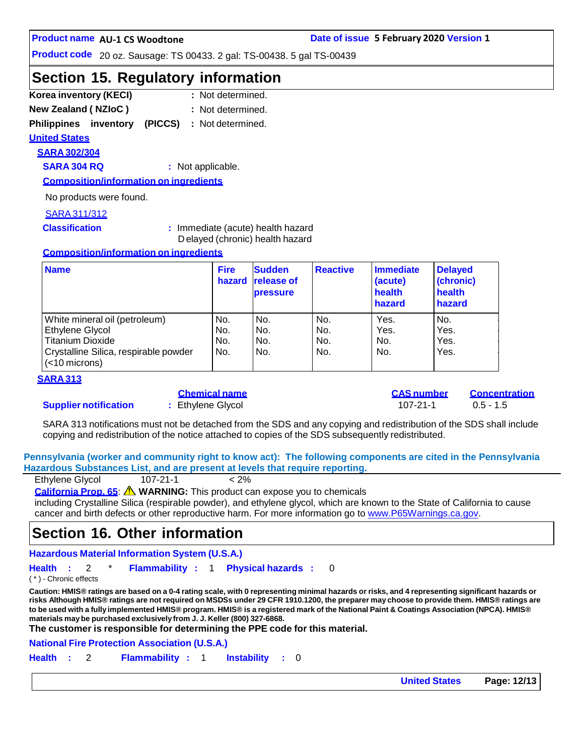## Section 15. Regulatory information

**Korea inventory (KECI)** : Not determined.

**New Zealand ( NZIoC )** : Not determined.

**Philippines inventory (PICCS)** : Not determined.

**United States**

**SARA 302/304**

**SARA 304 RQ** : Not applicable.

**Composition/information on ingredients**

No products were found.

SARA 311/312

**Classification** : Immediate (acute) health hazard
Delayed (chronic) health hazard

**Composition/information on ingredients**

| Name | Fire hazard | Sudden release of pressure | Reactive | Immediate (acute) health hazard | Delayed (chronic) health hazard |
|---|---|---|---|---|---|
| White mineral oil (petroleum) | No. | No. | No. | Yes. | No. |
| Ethylene Glycol | No. | No. | No. | Yes. | Yes. |
| Titanium Dioxide | No. | No. | No. | No. | Yes. |
| Crystalline Silica, respirable powder (<10 microns) | No. | No. | No. | No. | Yes. |

**SARA 313**

| | Chemical name | CAS number | Concentration |
|---|---|---|---|
| **Supplier notification** | Ethylene Glycol | 107-21-1 | 0.5 - 1.5 |

SARA 313 notifications must not be detached from the SDS and any copying and redistribution of the SDS shall include copying and redistribution of the notice attached to copies of the SDS subsequently redistributed.

**Pennsylvania (worker and community right to know act): The following components are cited in the Pennsylvania Hazardous Substances List, and are present at levels that require reporting.**

| Ethylene Glycol | 107-21-1 | < 2% |
|---|---|---|

**California Prop. 65**: ⚠ **WARNING:** This product can expose you to chemicals including Crystalline Silica (respirable powder), and ethylene glycol, which are known to the State of California to cause cancer and birth defects or other reproductive harm. For more information go to www.P65Warnings.ca.gov.

## Section 16. Other information

**Hazardous Material Information System (U.S.A.)**

**Health** : 2 * **Flammability** : 1 **Physical hazards** : 0

( * ) - Chronic effects

**Caution: HMIS® ratings are based on a 0-4 rating scale, with 0 representing minimal hazards or risks, and 4 representing significant hazards or risks Although HMIS® ratings are not required on MSDSs under 29 CFR 1910.1200, the preparer may choose to provide them. HMIS® ratings are to be used with a fully implemented HMIS® program. HMIS® is a registered mark of the National Paint & Coatings Association (NPCA). HMIS® materials may be purchased exclusively from J. J. Keller (800) 327-6868.**

**The customer is responsible for determining the PPE code for this material.**

**National Fire Protection Association (U.S.A.)**

**Health** : 2 **Flammability** : 1 **Instability** : 0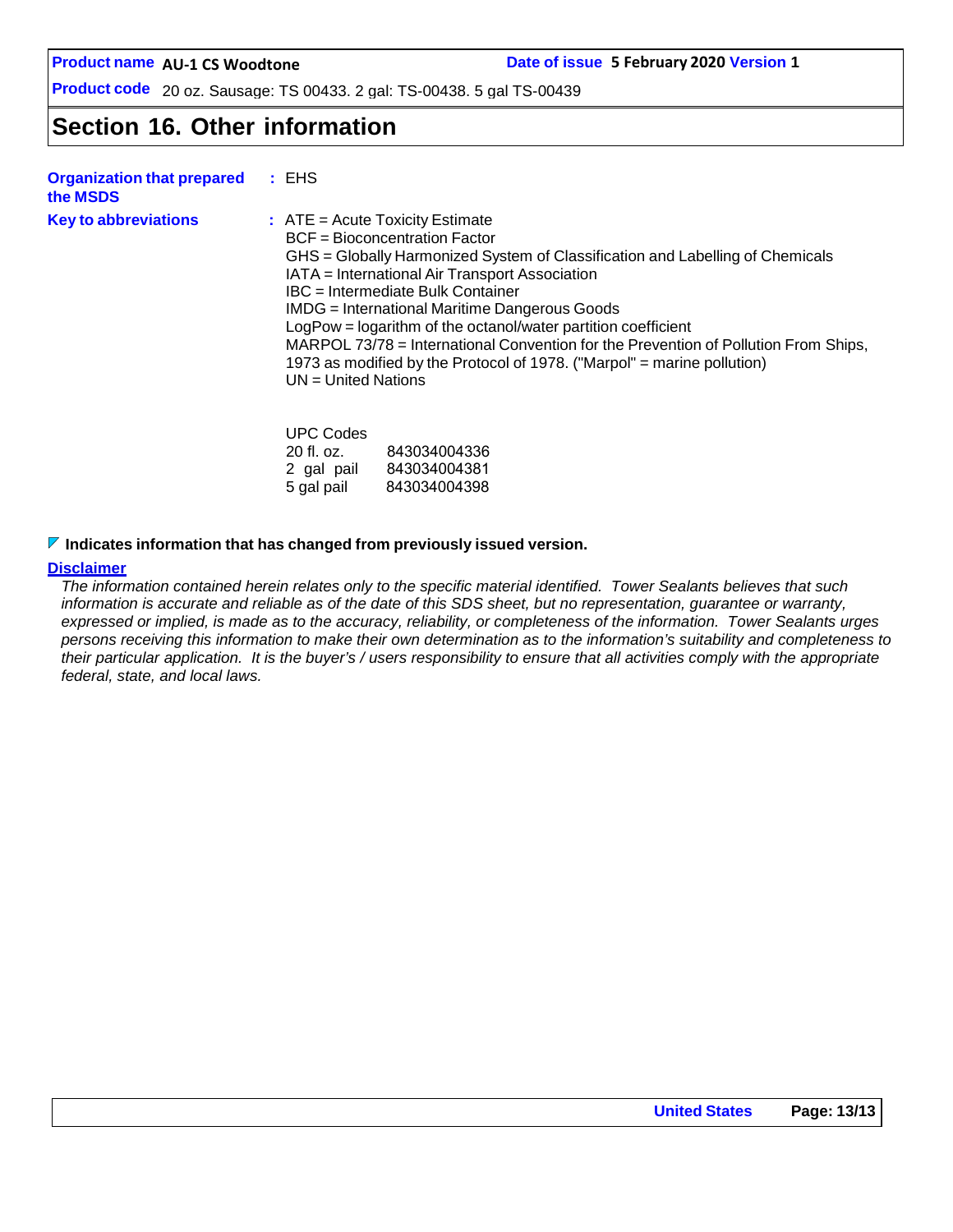## Section 16. Other information

**Organization that prepared the MSDS** : EHS

**Key to abbreviations** : ATE = Acute Toxicity Estimate
BCF = Bioconcentration Factor
GHS = Globally Harmonized System of Classification and Labelling of Chemicals
IATA = International Air Transport Association
IBC = Intermediate Bulk Container
IMDG = International Maritime Dangerous Goods
LogPow = logarithm of the octanol/water partition coefficient
MARPOL 73/78 = International Convention for the Prevention of Pollution From Ships, 1973 as modified by the Protocol of 1978. ("Marpol" = marine pollution)
UN = United Nations

UPC Codes

| | |
|---|---|
| 20 fl. oz. | 843034004336 |
| 2 gal pail | 843034004381 |
| 5 gal pail | 843034004398 |

**Indicates information that has changed from previously issued version.**

**Disclaimer**

*The information contained herein relates only to the specific material identified. Tower Sealants believes that such information is accurate and reliable as of the date of this SDS sheet, but no representation, guarantee or warranty, expressed or implied, is made as to the accuracy, reliability, or completeness of the information. Tower Sealants urges persons receiving this information to make their own determination as to the information's suitability and completeness to their particular application. It is the buyer's / users responsibility to ensure that all activities comply with the appropriate federal, state, and local laws.*